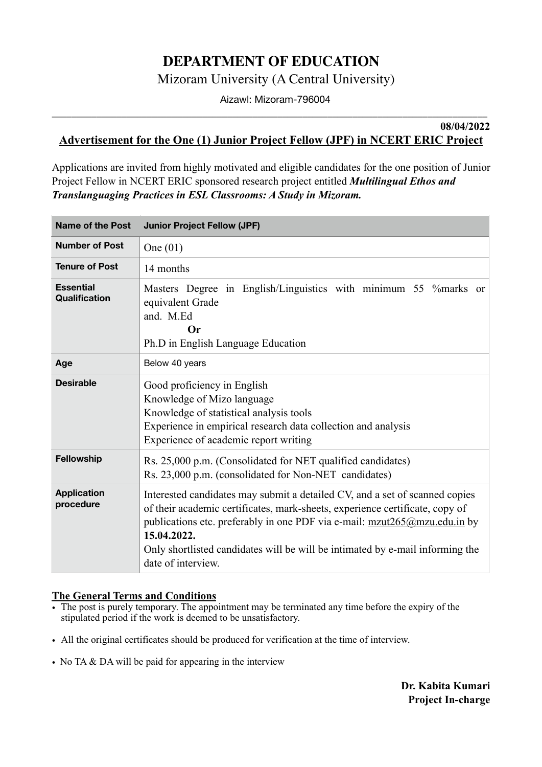# DEPARTMENT OF EDUCATION

Mizoram University (A Central University)

Aizawl: Mizoram-796004

**08/04/2022**

## Advertisement for the One (1) Junior Project Fellow (JPF) in NCERT ERIC Project

Applications are invited from highly motivated and eligible candidates for the one position of Junior Project Fellow in NCERT ERIC sponsored research project entitled ***Multilingual Ethos and Translanguaging Practices in ESL Classrooms: A Study in Mizoram.***

| Name of the Post | Junior Project Fellow (JPF) |
|---|---|
| **Number of Post** | One (01) |
| **Tenure of Post** | 14 months |
| **Essential Qualification** | Masters Degree in English/Linguistics with minimum 55 %marks or equivalent Grade<br>and. M.Ed<br>**Or**<br>Ph.D in English Language Education |
| **Age** | Below 40 years |
| **Desirable** | Good proficiency in English<br>Knowledge of Mizo language<br>Knowledge of statistical analysis tools<br>Experience in empirical research data collection and analysis<br>Experience of academic report writing |
| **Fellowship** | Rs. 25,000 p.m. (Consolidated for NET qualified candidates)<br>Rs. 23,000 p.m. (consolidated for Non-NET candidates) |
| **Application procedure** | Interested candidates may submit a detailed CV, and a set of scanned copies of their academic certificates, mark-sheets, experience certificate, copy of publications etc. preferably in one PDF via e-mail: mzut265@mzu.edu.in by **15.04.2022.**<br>Only shortlisted candidates will be will be intimated by e-mail informing the date of interview. |

### The General Terms and Conditions

- The post is purely temporary. The appointment may be terminated any time before the expiry of the stipulated period if the work is deemed to be unsatisfactory.
- All the original certificates should be produced for verification at the time of interview.
- No TA & DA will be paid for appearing in the interview

**Dr. Kabita Kumari**
**Project In-charge**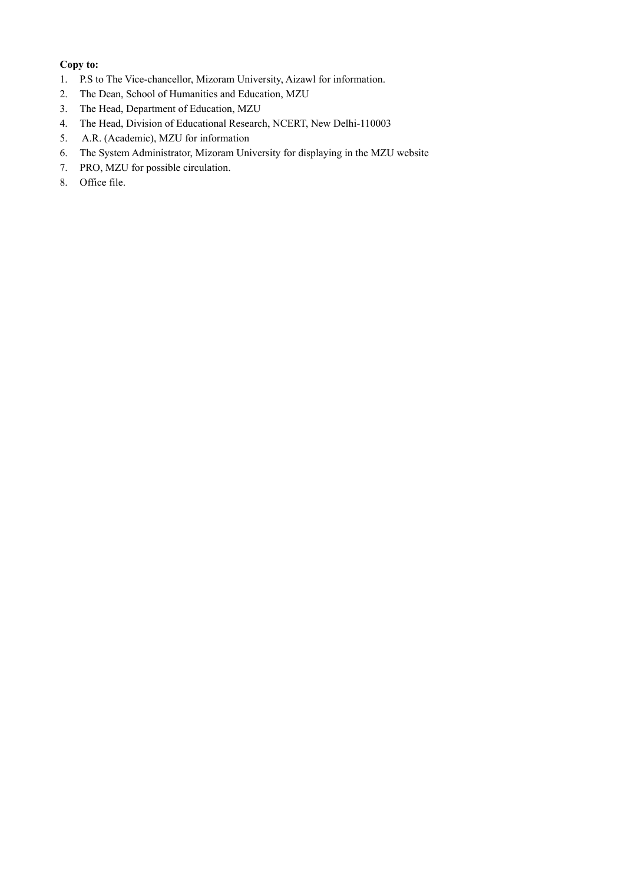**Copy to:**

1. P.S to The Vice-chancellor, Mizoram University, Aizawl for information.
2. The Dean, School of Humanities and Education, MZU
3. The Head, Department of Education, MZU
4. The Head, Division of Educational Research, NCERT, New Delhi-110003
5. A.R. (Academic), MZU for information
6. The System Administrator, Mizoram University for displaying in the MZU website
7. PRO, MZU for possible circulation.
8. Office file.